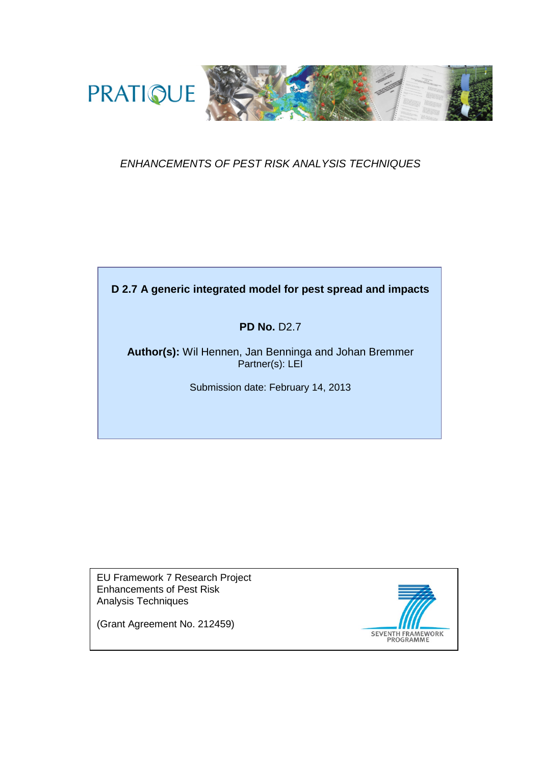PRATIQUE

*ENHANCEMENTS OF PEST RISK ANALYSIS TECHNIQUES*

**D 2.7 A generic integrated model for pest spread and impacts**

**PD No.** D2.7

**Author(s):** Wil Hennen, Jan Benninga and Johan Bremmer
Partner(s): LEI

Submission date: February 14, 2013

EU Framework 7 Research Project
Enhancements of Pest Risk
Analysis Techniques

(Grant Agreement No. 212459)

SEVENTH FRAMEWORK PROGRAMME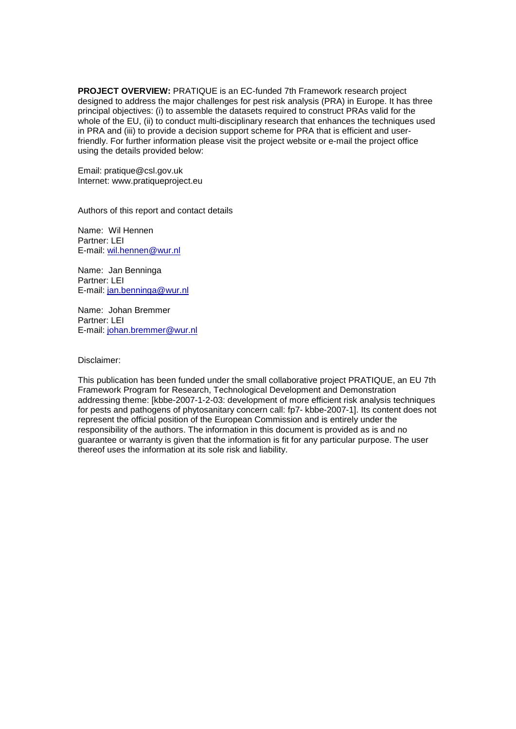**PROJECT OVERVIEW:** PRATIQUE is an EC-funded 7th Framework research project designed to address the major challenges for pest risk analysis (PRA) in Europe. It has three principal objectives: (i) to assemble the datasets required to construct PRAs valid for the whole of the EU, (ii) to conduct multi-disciplinary research that enhances the techniques used in PRA and (iii) to provide a decision support scheme for PRA that is efficient and user-friendly. For further information please visit the project website or e-mail the project office using the details provided below:

Email: pratique@csl.gov.uk
Internet: www.pratiqueproject.eu

Authors of this report and contact details

Name: Wil Hennen
Partner: LEI
E-mail: wil.hennen@wur.nl

Name: Jan Benninga
Partner: LEI
E-mail: jan.benninga@wur.nl

Name: Johan Bremmer
Partner: LEI
E-mail: johan.bremmer@wur.nl

Disclaimer:

This publication has been funded under the small collaborative project PRATIQUE, an EU 7th Framework Program for Research, Technological Development and Demonstration addressing theme: [kbbe-2007-1-2-03: development of more efficient risk analysis techniques for pests and pathogens of phytosanitary concern call: fp7- kbbe-2007-1]. Its content does not represent the official position of the European Commission and is entirely under the responsibility of the authors. The information in this document is provided as is and no guarantee or warranty is given that the information is fit for any particular purpose. The user thereof uses the information at its sole risk and liability.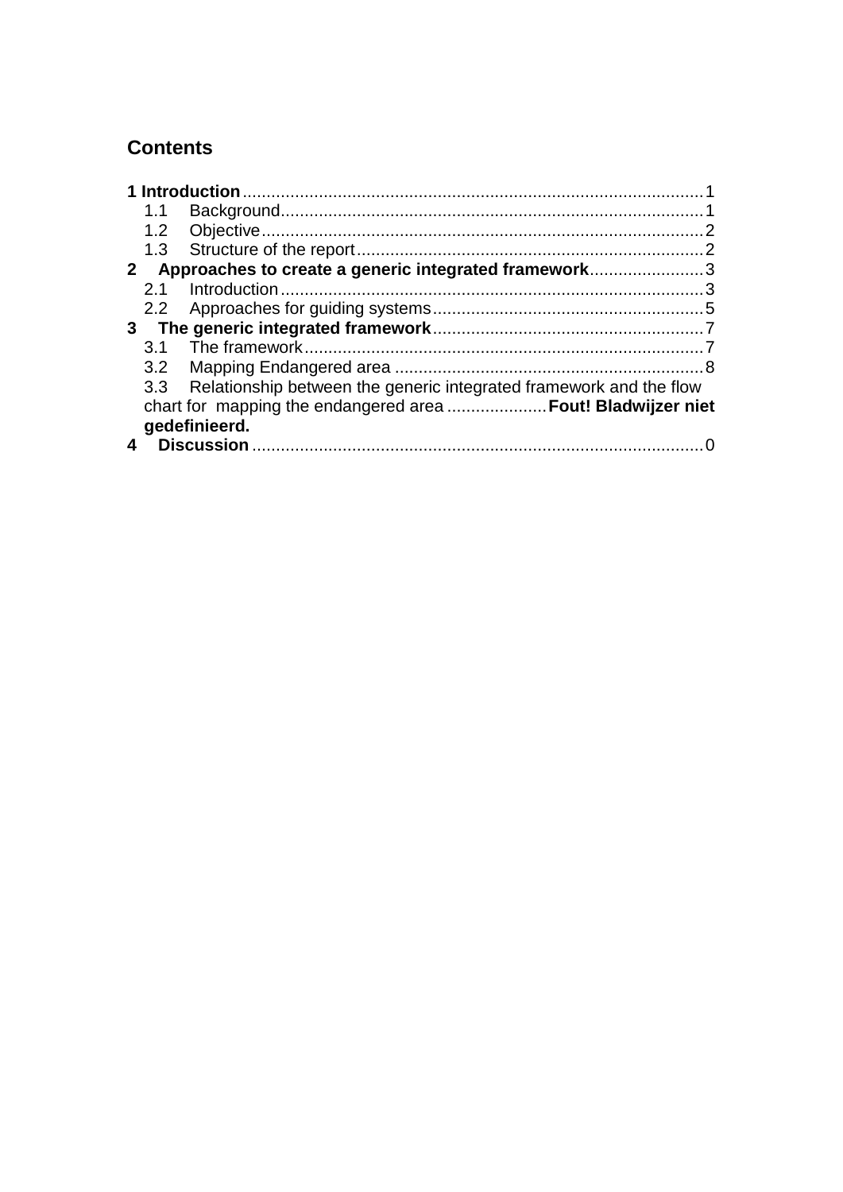## Contents

**1 Introduction** ........................................................................................ 1
- 1.1 Background ........................................................................................ 1
- 1.2 Objective ........................................................................................ 2
- 1.3 Structure of the report ........................................................................ 2

**2 Approaches to create a generic integrated framework** ........................ 3
- 2.1 Introduction ........................................................................................ 3
- 2.2 Approaches for guiding systems ........................................................ 5

**3 The generic integrated framework** ........................................................ 7
- 3.1 The framework .................................................................................. 7
- 3.2 Mapping Endangered area ................................................................ 8
- 3.3 Relationship between the generic integrated framework and the flow chart for mapping the endangered area ..................... **Fout! Bladwijzer niet gedefinieerd.**

**4 Discussion** .............................................................................................. 0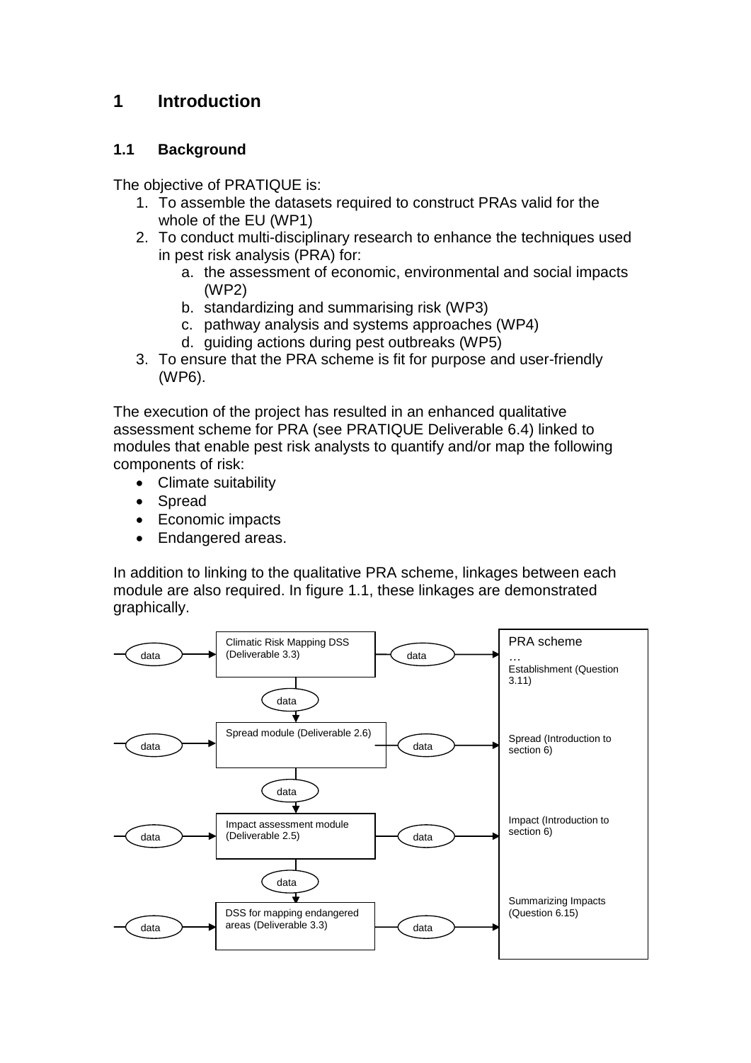# 1 Introduction

## 1.1 Background

The objective of PRATIQUE is:

1. To assemble the datasets required to construct PRAs valid for the whole of the EU (WP1)
2. To conduct multi-disciplinary research to enhance the techniques used in pest risk analysis (PRA) for:
   a. the assessment of economic, environmental and social impacts (WP2)
   b. standardizing and summarising risk (WP3)
   c. pathway analysis and systems approaches (WP4)
   d. guiding actions during pest outbreaks (WP5)
3. To ensure that the PRA scheme is fit for purpose and user-friendly (WP6).

The execution of the project has resulted in an enhanced qualitative assessment scheme for PRA (see PRATIQUE Deliverable 6.4) linked to modules that enable pest risk analysts to quantify and/or map the following components of risk:

- Climate suitability
- Spread
- Economic impacts
- Endangered areas.

In addition to linking to the qualitative PRA scheme, linkages between each module are also required. In figure 1.1, these linkages are demonstrated graphically.

```
data → [Climatic Risk Mapping DSS (Deliverable 3.3)] → data → PRA scheme: … Establishment (Question 3.11)
                        ↓ data
data → [Spread module (Deliverable 2.6)]             → data → Spread (Introduction to section 6)
                        ↓ data
data → [Impact assessment module (Deliverable 2.5)]  → data → Impact (Introduction to section 6)
                        ↓ data
data → [DSS for mapping endangered areas (Deliverable 3.3)] → data → Summarizing Impacts (Question 6.15)
```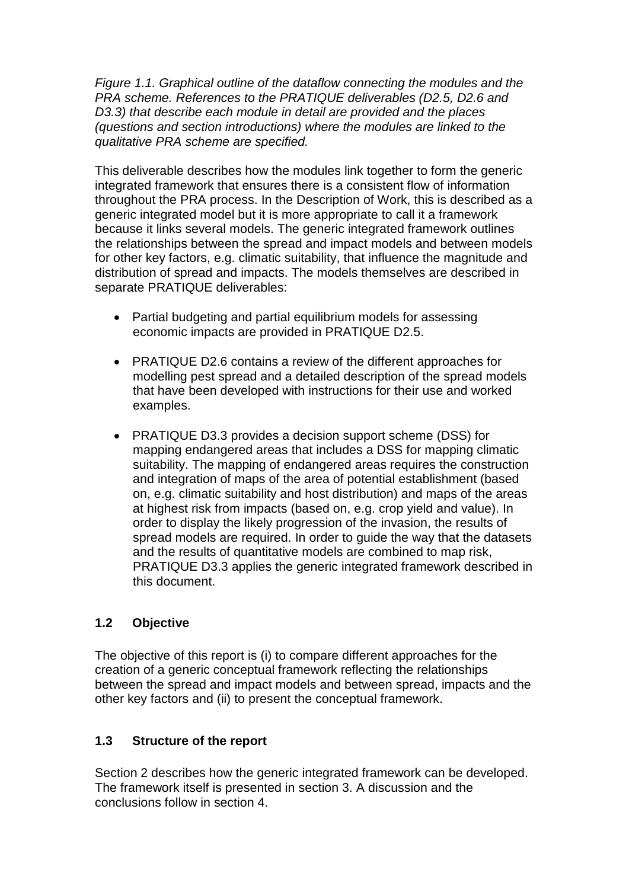*Figure 1.1. Graphical outline of the dataflow connecting the modules and the PRA scheme. References to the PRATIQUE deliverables (D2.5, D2.6 and D3.3) that describe each module in detail are provided and the places (questions and section introductions) where the modules are linked to the qualitative PRA scheme are specified.*

This deliverable describes how the modules link together to form the generic integrated framework that ensures there is a consistent flow of information throughout the PRA process. In the Description of Work, this is described as a generic integrated model but it is more appropriate to call it a framework because it links several models. The generic integrated framework outlines the relationships between the spread and impact models and between models for other key factors, e.g. climatic suitability, that influence the magnitude and distribution of spread and impacts. The models themselves are described in separate PRATIQUE deliverables:

- Partial budgeting and partial equilibrium models for assessing economic impacts are provided in PRATIQUE D2.5.
- PRATIQUE D2.6 contains a review of the different approaches for modelling pest spread and a detailed description of the spread models that have been developed with instructions for their use and worked examples.
- PRATIQUE D3.3 provides a decision support scheme (DSS) for mapping endangered areas that includes a DSS for mapping climatic suitability. The mapping of endangered areas requires the construction and integration of maps of the area of potential establishment (based on, e.g. climatic suitability and host distribution) and maps of the areas at highest risk from impacts (based on, e.g. crop yield and value). In order to display the likely progression of the invasion, the results of spread models are required. In order to guide the way that the datasets and the results of quantitative models are combined to map risk, PRATIQUE D3.3 applies the generic integrated framework described in this document.

## 1.2 Objective

The objective of this report is (i) to compare different approaches for the creation of a generic conceptual framework reflecting the relationships between the spread and impact models and between spread, impacts and the other key factors and (ii) to present the conceptual framework.

## 1.3 Structure of the report

Section 2 describes how the generic integrated framework can be developed. The framework itself is presented in section 3. A discussion and the conclusions follow in section 4.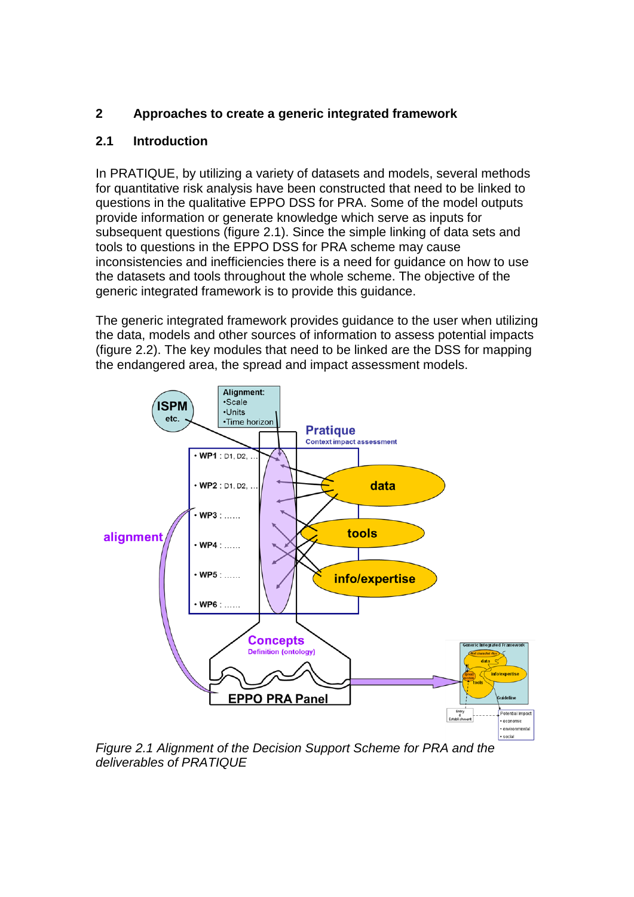## 2 Approaches to create a generic integrated framework

### 2.1 Introduction

In PRATIQUE, by utilizing a variety of datasets and models, several methods for quantitative risk analysis have been constructed that need to be linked to questions in the qualitative EPPO DSS for PRA. Some of the model outputs provide information or generate knowledge which serve as inputs for subsequent questions (figure 2.1). Since the simple linking of data sets and tools to questions in the EPPO DSS for PRA scheme may cause inconsistencies and inefficiencies there is a need for guidance on how to use the datasets and tools throughout the whole scheme. The objective of the generic integrated framework is to provide this guidance.

The generic integrated framework provides guidance to the user when utilizing the data, models and other sources of information to assess potential impacts (figure 2.2). The key modules that need to be linked are the DSS for mapping the endangered area, the spread and impact assessment models.

*Figure 2.1 Alignment of the Decision Support Scheme for PRA and the deliverables of PRATIQUE*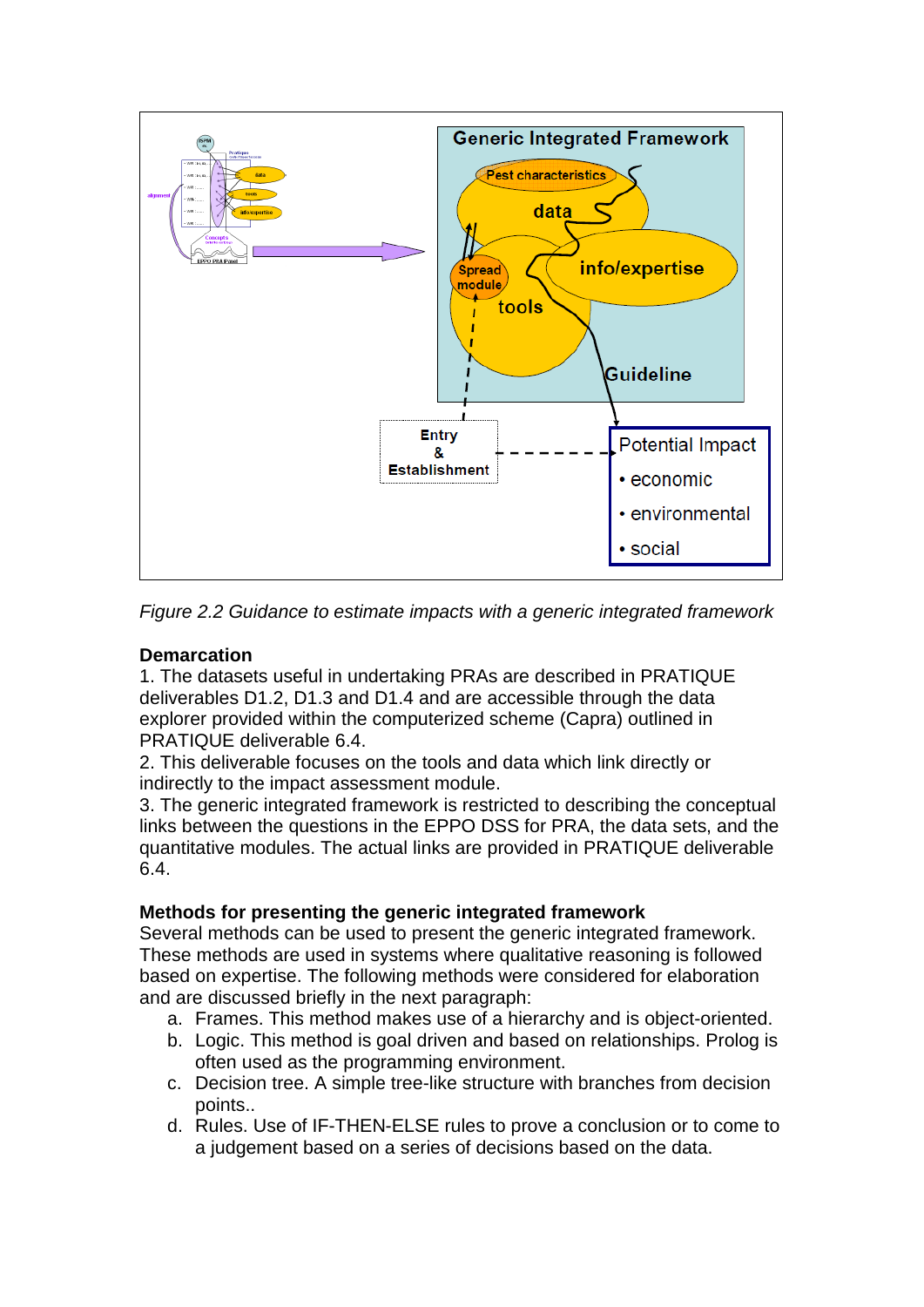*Figure 2.2 Guidance to estimate impacts with a generic integrated framework*

**Demarcation**

1. The datasets useful in undertaking PRAs are described in PRATIQUE deliverables D1.2, D1.3 and D1.4 and are accessible through the data explorer provided within the computerized scheme (Capra) outlined in PRATIQUE deliverable 6.4.
2. This deliverable focuses on the tools and data which link directly or indirectly to the impact assessment module.
3. The generic integrated framework is restricted to describing the conceptual links between the questions in the EPPO DSS for PRA, the data sets, and the quantitative modules. The actual links are provided in PRATIQUE deliverable 6.4.

**Methods for presenting the generic integrated framework**

Several methods can be used to present the generic integrated framework. These methods are used in systems where qualitative reasoning is followed based on expertise. The following methods were considered for elaboration and are discussed briefly in the next paragraph:

a. Frames. This method makes use of a hierarchy and is object-oriented.
b. Logic. This method is goal driven and based on relationships. Prolog is often used as the programming environment.
c. Decision tree. A simple tree-like structure with branches from decision points..
d. Rules. Use of IF-THEN-ELSE rules to prove a conclusion or to come to a judgement based on a series of decisions based on the data.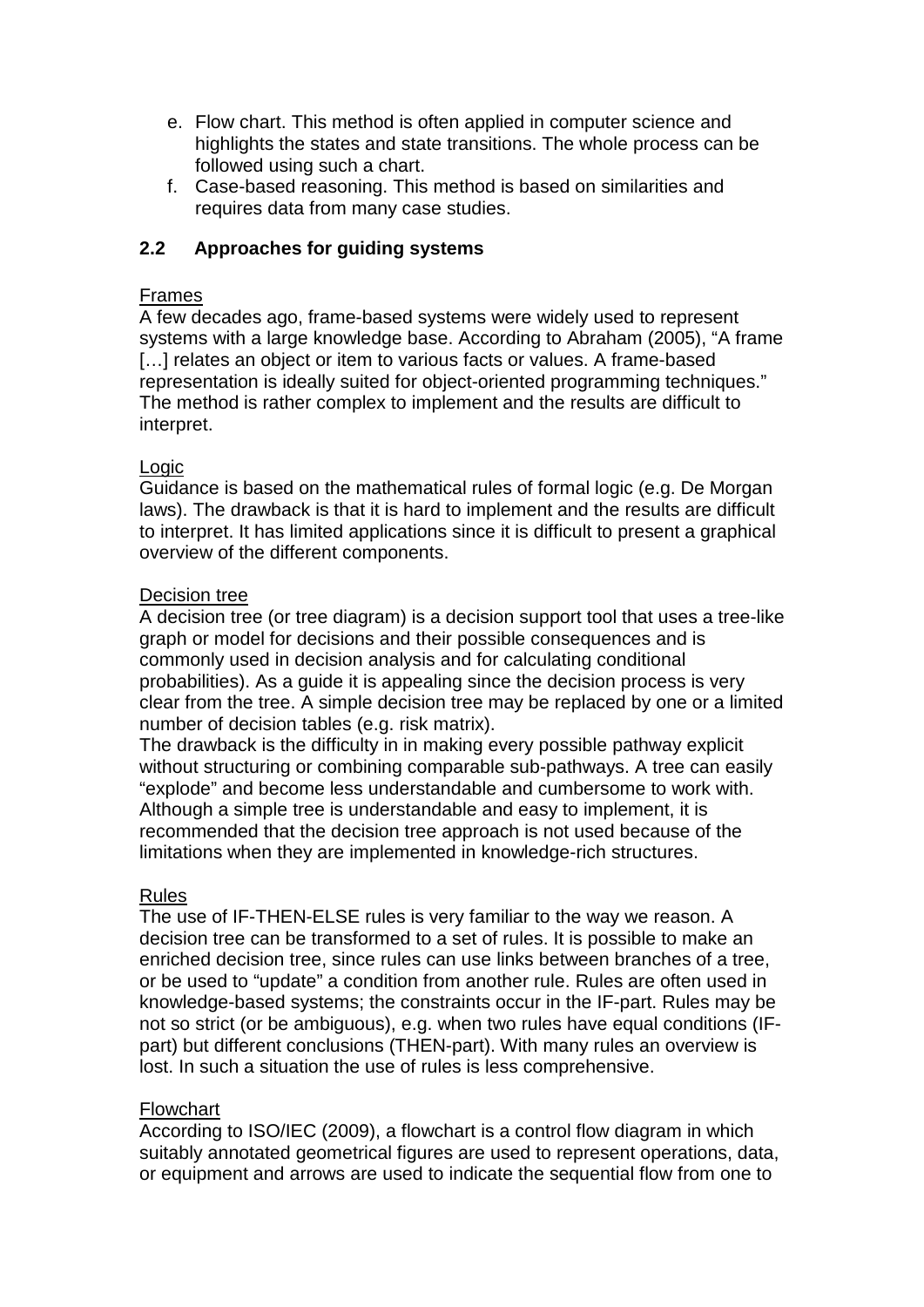e. Flow chart. This method is often applied in computer science and highlights the states and state transitions. The whole process can be followed using such a chart.
f. Case-based reasoning. This method is based on similarities and requires data from many case studies.

## 2.2 Approaches for guiding systems

<u>Frames</u>
A few decades ago, frame-based systems were widely used to represent systems with a large knowledge base. According to Abraham (2005), “A frame […] relates an object or item to various facts or values. A frame-based representation is ideally suited for object-oriented programming techniques.” The method is rather complex to implement and the results are difficult to interpret.

<u>Logic</u>
Guidance is based on the mathematical rules of formal logic (e.g. De Morgan laws). The drawback is that it is hard to implement and the results are difficult to interpret. It has limited applications since it is difficult to present a graphical overview of the different components.

<u>Decision tree</u>
A decision tree (or tree diagram) is a decision support tool that uses a tree-like graph or model for decisions and their possible consequences and is commonly used in decision analysis and for calculating conditional probabilities). As a guide it is appealing since the decision process is very clear from the tree. A simple decision tree may be replaced by one or a limited number of decision tables (e.g. risk matrix).
The drawback is the difficulty in in making every possible pathway explicit without structuring or combining comparable sub-pathways. A tree can easily “explode” and become less understandable and cumbersome to work with. Although a simple tree is understandable and easy to implement, it is recommended that the decision tree approach is not used because of the limitations when they are implemented in knowledge-rich structures.

<u>Rules</u>
The use of IF-THEN-ELSE rules is very familiar to the way we reason. A decision tree can be transformed to a set of rules. It is possible to make an enriched decision tree, since rules can use links between branches of a tree, or be used to “update” a condition from another rule. Rules are often used in knowledge-based systems; the constraints occur in the IF-part. Rules may be not so strict (or be ambiguous), e.g. when two rules have equal conditions (IF-part) but different conclusions (THEN-part). With many rules an overview is lost. In such a situation the use of rules is less comprehensive.

<u>Flowchart</u>
According to ISO/IEC (2009), a flowchart is a control flow diagram in which suitably annotated geometrical figures are used to represent operations, data, or equipment and arrows are used to indicate the sequential flow from one to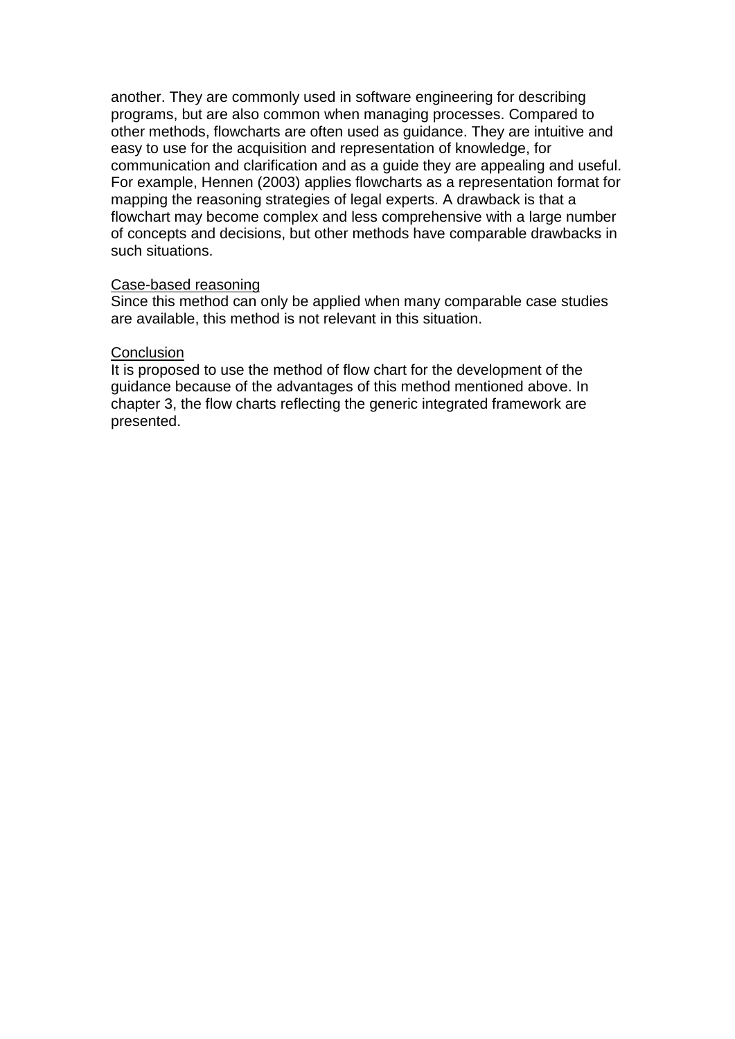another. They are commonly used in software engineering for describing programs, but are also common when managing processes. Compared to other methods, flowcharts are often used as guidance. They are intuitive and easy to use for the acquisition and representation of knowledge, for communication and clarification and as a guide they are appealing and useful. For example, Hennen (2003) applies flowcharts as a representation format for mapping the reasoning strategies of legal experts. A drawback is that a flowchart may become complex and less comprehensive with a large number of concepts and decisions, but other methods have comparable drawbacks in such situations.

<u>Case-based reasoning</u>
Since this method can only be applied when many comparable case studies are available, this method is not relevant in this situation.

<u>Conclusion</u>
It is proposed to use the method of flow chart for the development of the guidance because of the advantages of this method mentioned above. In chapter 3, the flow charts reflecting the generic integrated framework are presented.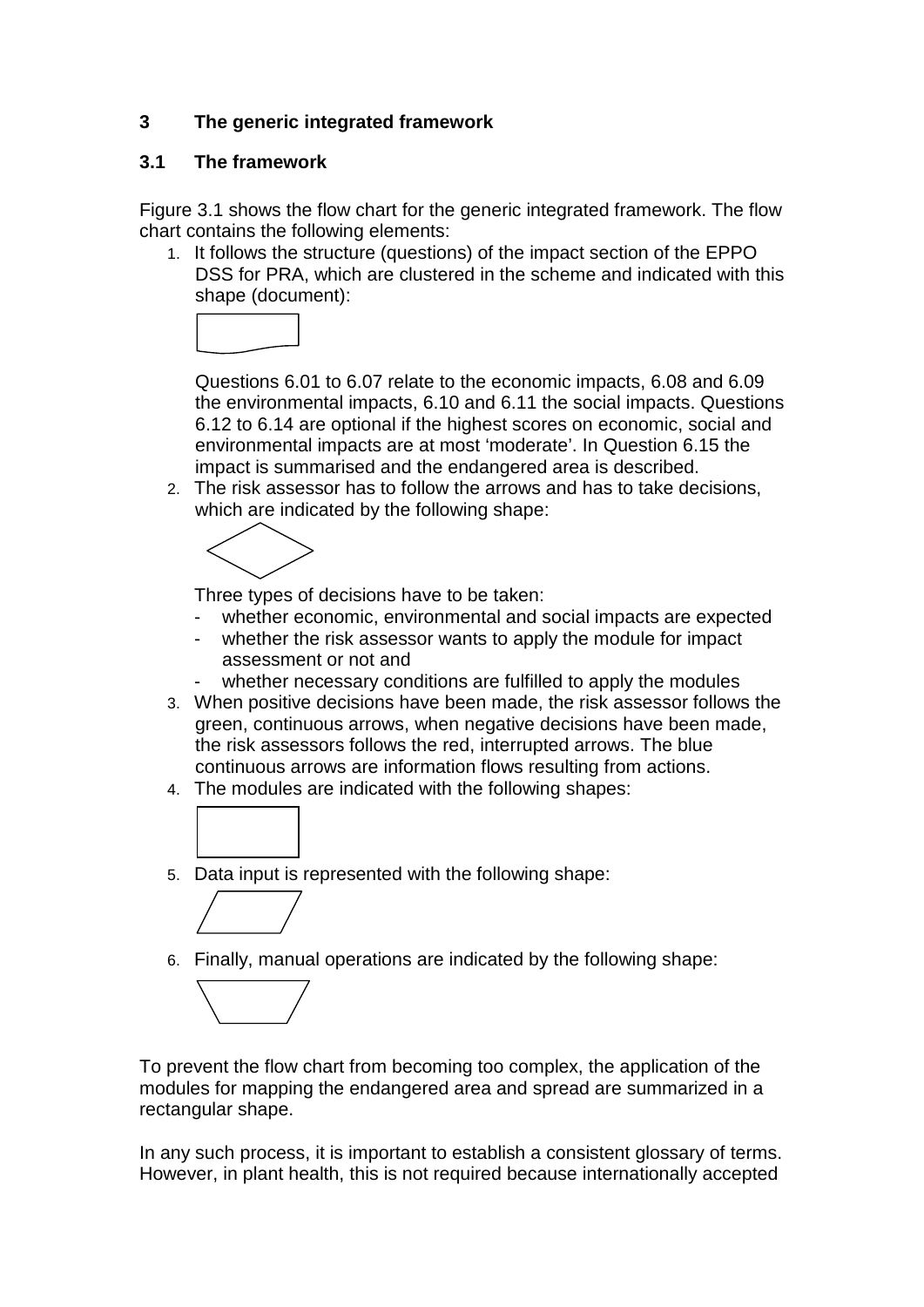## 3 The generic integrated framework

### 3.1 The framework

Figure 3.1 shows the flow chart for the generic integrated framework. The flow chart contains the following elements:

1. It follows the structure (questions) of the impact section of the EPPO DSS for PRA, which are clustered in the scheme and indicated with this shape (document):

   Questions 6.01 to 6.07 relate to the economic impacts, 6.08 and 6.09 the environmental impacts, 6.10 and 6.11 the social impacts. Questions 6.12 to 6.14 are optional if the highest scores on economic, social and environmental impacts are at most 'moderate'. In Question 6.15 the impact is summarised and the endangered area is described.

2. The risk assessor has to follow the arrows and has to take decisions, which are indicated by the following shape:

   Three types of decisions have to be taken:
   - whether economic, environmental and social impacts are expected
   - whether the risk assessor wants to apply the module for impact assessment or not and
   - whether necessary conditions are fulfilled to apply the modules

3. When positive decisions have been made, the risk assessor follows the green, continuous arrows, when negative decisions have been made, the risk assessors follows the red, interrupted arrows. The blue continuous arrows are information flows resulting from actions.
4. The modules are indicated with the following shapes:
5. Data input is represented with the following shape:
6. Finally, manual operations are indicated by the following shape:

To prevent the flow chart from becoming too complex, the application of the modules for mapping the endangered area and spread are summarized in a rectangular shape.

In any such process, it is important to establish a consistent glossary of terms. However, in plant health, this is not required because internationally accepted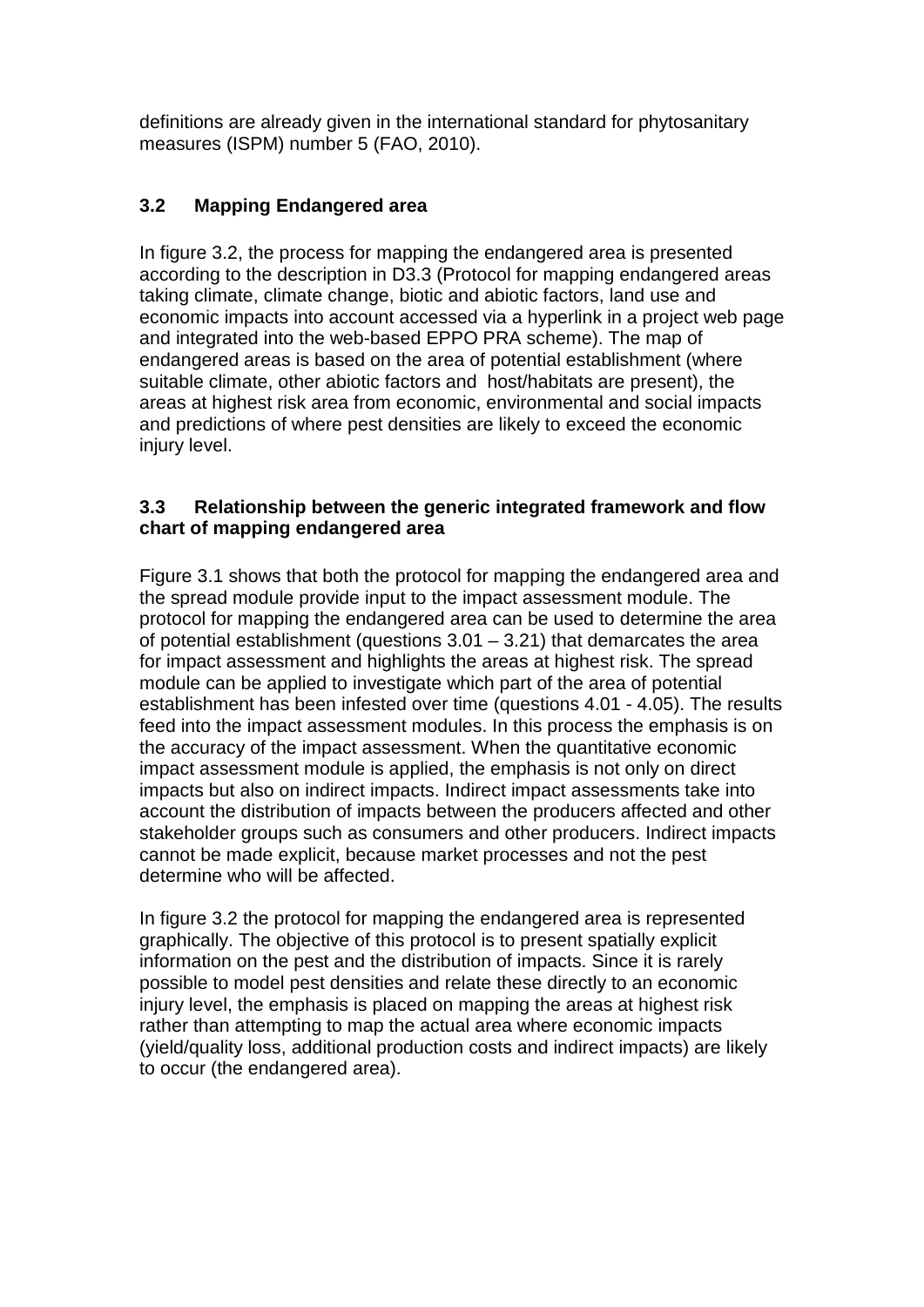definitions are already given in the international standard for phytosanitary measures (ISPM) number 5 (FAO, 2010).

## 3.2 Mapping Endangered area

In figure 3.2, the process for mapping the endangered area is presented according to the description in D3.3 (Protocol for mapping endangered areas taking climate, climate change, biotic and abiotic factors, land use and economic impacts into account accessed via a hyperlink in a project web page and integrated into the web-based EPPO PRA scheme). The map of endangered areas is based on the area of potential establishment (where suitable climate, other abiotic factors and host/habitats are present), the areas at highest risk area from economic, environmental and social impacts and predictions of where pest densities are likely to exceed the economic injury level.

## 3.3 Relationship between the generic integrated framework and flow chart of mapping endangered area

Figure 3.1 shows that both the protocol for mapping the endangered area and the spread module provide input to the impact assessment module. The protocol for mapping the endangered area can be used to determine the area of potential establishment (questions 3.01 – 3.21) that demarcates the area for impact assessment and highlights the areas at highest risk. The spread module can be applied to investigate which part of the area of potential establishment has been infested over time (questions 4.01 - 4.05). The results feed into the impact assessment modules. In this process the emphasis is on the accuracy of the impact assessment. When the quantitative economic impact assessment module is applied, the emphasis is not only on direct impacts but also on indirect impacts. Indirect impact assessments take into account the distribution of impacts between the producers affected and other stakeholder groups such as consumers and other producers. Indirect impacts cannot be made explicit, because market processes and not the pest determine who will be affected.

In figure 3.2 the protocol for mapping the endangered area is represented graphically. The objective of this protocol is to present spatially explicit information on the pest and the distribution of impacts. Since it is rarely possible to model pest densities and relate these directly to an economic injury level, the emphasis is placed on mapping the areas at highest risk rather than attempting to map the actual area where economic impacts (yield/quality loss, additional production costs and indirect impacts) are likely to occur (the endangered area).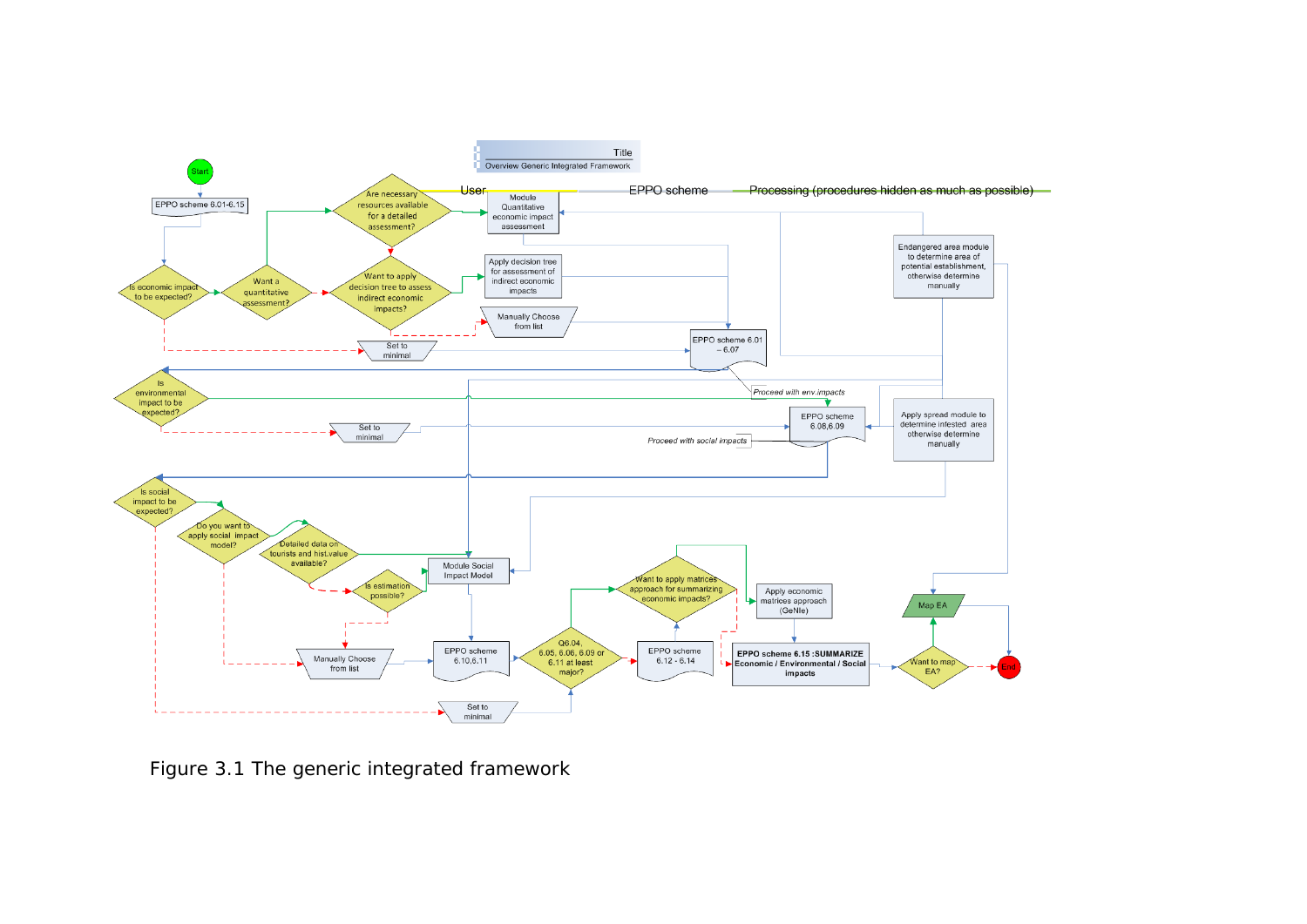Figure 3.1 The generic integrated framework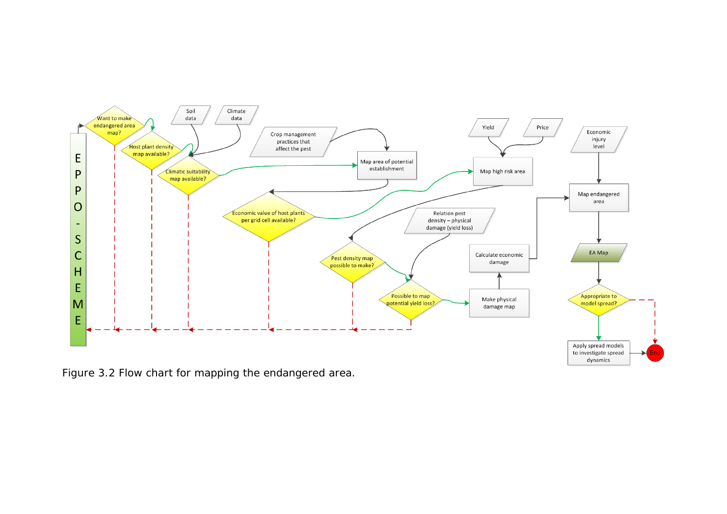EPPO - SCHEME

Want to make endangered area map?

Host plant density map available?

Soil data

Climate data

Climatic suitability map available?

Crop management practices that affect the pest

Map area of potential establishment

Economic value of host plants per grid cell available?

Yield

Price

Map high risk area

Pest density map possible to make?

Relation pest density – physical damage (yield loss)

Possible to map potential yield loss?

Make physical damage map

Calculate economic damage

Economic injury level

Map endangered area

EA Map

Appropriate to model spread?

Apply spread models to investigate spread dynamics

End

Figure 3.2 Flow chart for mapping the endangered area.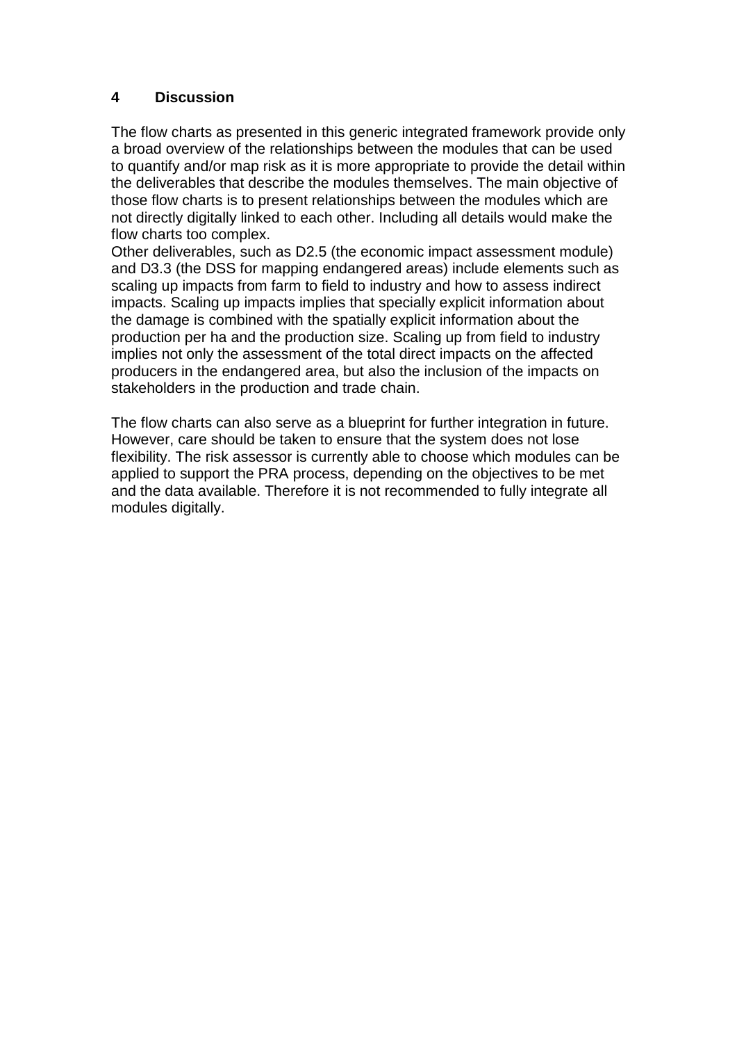# 4 Discussion

The flow charts as presented in this generic integrated framework provide only a broad overview of the relationships between the modules that can be used to quantify and/or map risk as it is more appropriate to provide the detail within the deliverables that describe the modules themselves. The main objective of those flow charts is to present relationships between the modules which are not directly digitally linked to each other. Including all details would make the flow charts too complex.
Other deliverables, such as D2.5 (the economic impact assessment module) and D3.3 (the DSS for mapping endangered areas) include elements such as scaling up impacts from farm to field to industry and how to assess indirect impacts. Scaling up impacts implies that specially explicit information about the damage is combined with the spatially explicit information about the production per ha and the production size. Scaling up from field to industry implies not only the assessment of the total direct impacts on the affected producers in the endangered area, but also the inclusion of the impacts on stakeholders in the production and trade chain.

The flow charts can also serve as a blueprint for further integration in future. However, care should be taken to ensure that the system does not lose flexibility. The risk assessor is currently able to choose which modules can be applied to support the PRA process, depending on the objectives to be met and the data available. Therefore it is not recommended to fully integrate all modules digitally.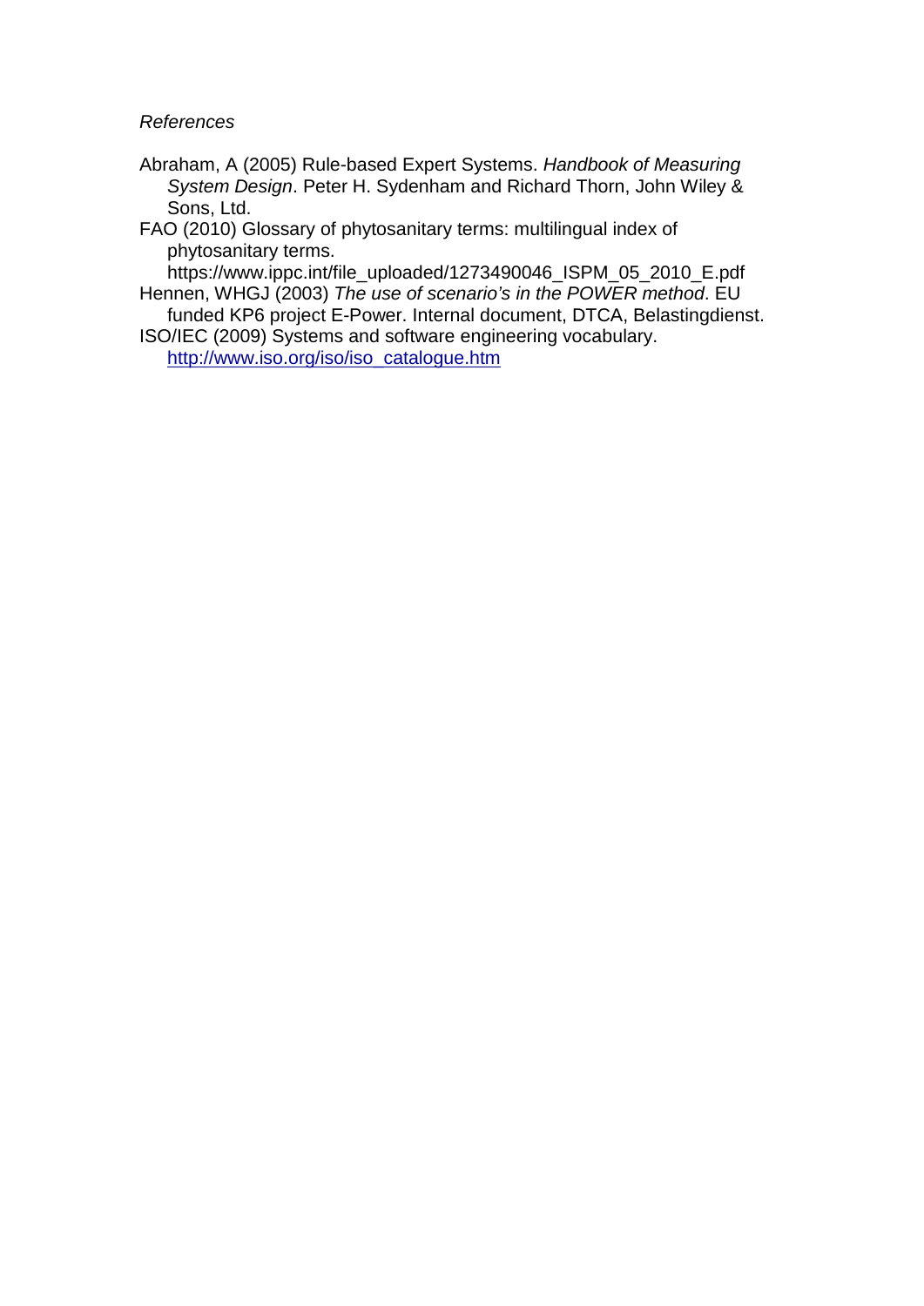*References*

Abraham, A (2005) Rule-based Expert Systems. *Handbook of Measuring System Design*. Peter H. Sydenham and Richard Thorn, John Wiley & Sons, Ltd.

FAO (2010) Glossary of phytosanitary terms: multilingual index of phytosanitary terms. https://www.ippc.int/file_uploaded/1273490046_ISPM_05_2010_E.pdf

Hennen, WHGJ (2003) *The use of scenario's in the POWER method*. EU funded KP6 project E-Power. Internal document, DTCA, Belastingdienst.

ISO/IEC (2009) Systems and software engineering vocabulary. [http://www.iso.org/iso/iso_catalogue.htm](http://www.iso.org/iso/iso_catalogue.htm)